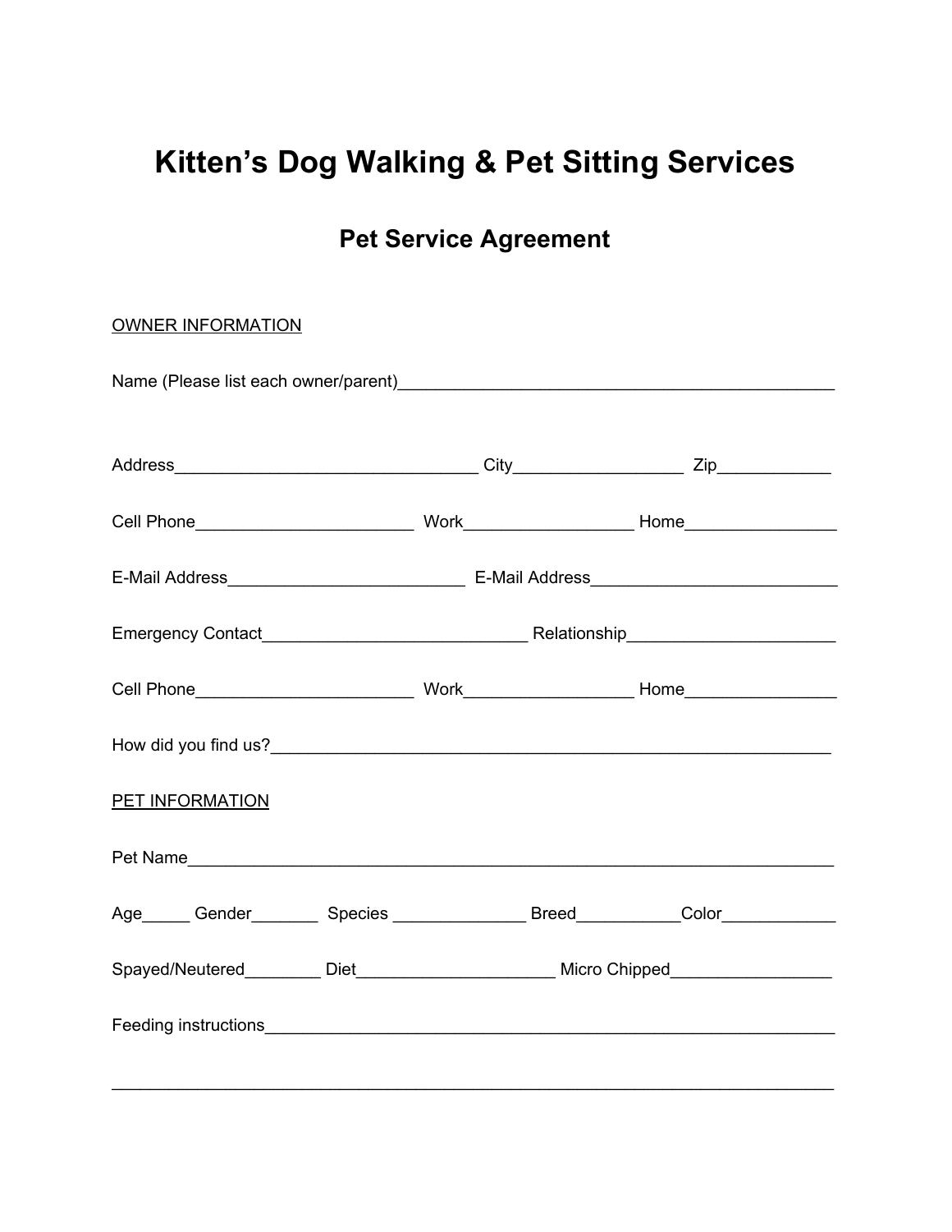# Kitten's Dog Walking & Pet Sitting Services

## Pet Service Agreement

OWNER INFORMATION

Name (Please list each owner/parent)_______________________________________________

Address________________________________ City_________________ Zip___________

Cell Phone_______________________ Work_________________ Home_______________

E-Mail Address_________________________ E-Mail Address_________________________

Emergency Contact____________________________ Relationship_____________________

Cell Phone_______________________ Work_________________ Home_______________

How did you find us?__________________________________________________________

PET INFORMATION

Pet Name_____________________________________________________________________

Age_____ Gender_______ Species ______________ Breed__________Color___________

Spayed/Neutered________ Diet_____________________ Micro Chipped_________________

Feeding instructions___________________________________________________________

______________________________________________________________________________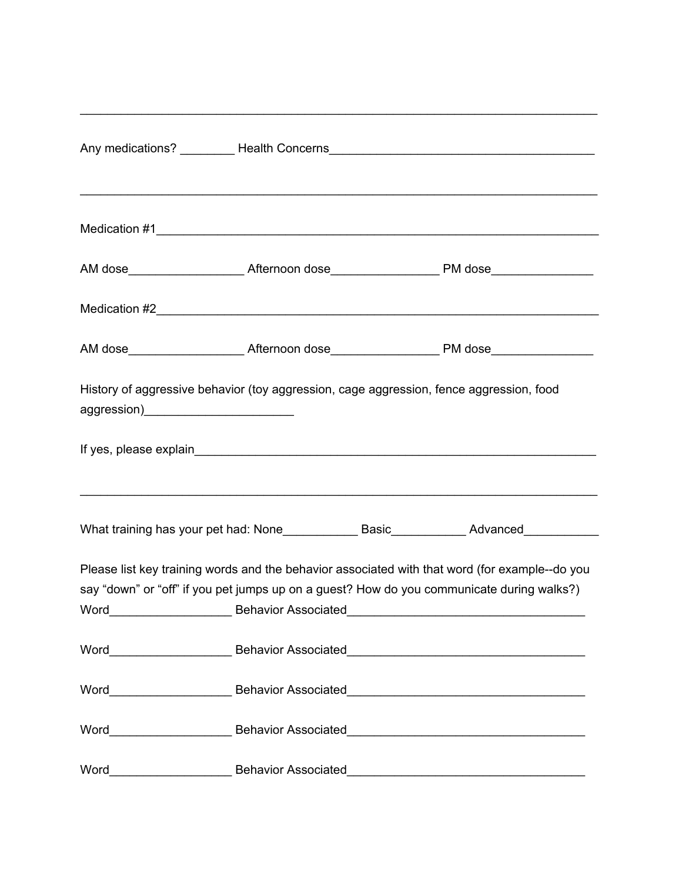_______________________________________________________________________________

Any medications? ________ Health Concerns_______________________________________

_______________________________________________________________________________

Medication #1__________________________________________________________________

AM dose_________________ Afternoon dose________________ PM dose_______________

Medication #2__________________________________________________________________

AM dose_________________ Afternoon dose________________ PM dose_______________

History of aggressive behavior (toy aggression, cage aggression, fence aggression, food aggression)______________________

If yes, please explain____________________________________________________________

_______________________________________________________________________________

What training has your pet had: None___________ Basic___________ Advanced___________

Please list key training words and the behavior associated with that word (for example--do you say "down" or "off" if you pet jumps up on a guest? How do you communicate during walks?)

Word__________________ Behavior Associated___________________________________

Word__________________ Behavior Associated___________________________________

Word__________________ Behavior Associated___________________________________

Word__________________ Behavior Associated___________________________________

Word__________________ Behavior Associated___________________________________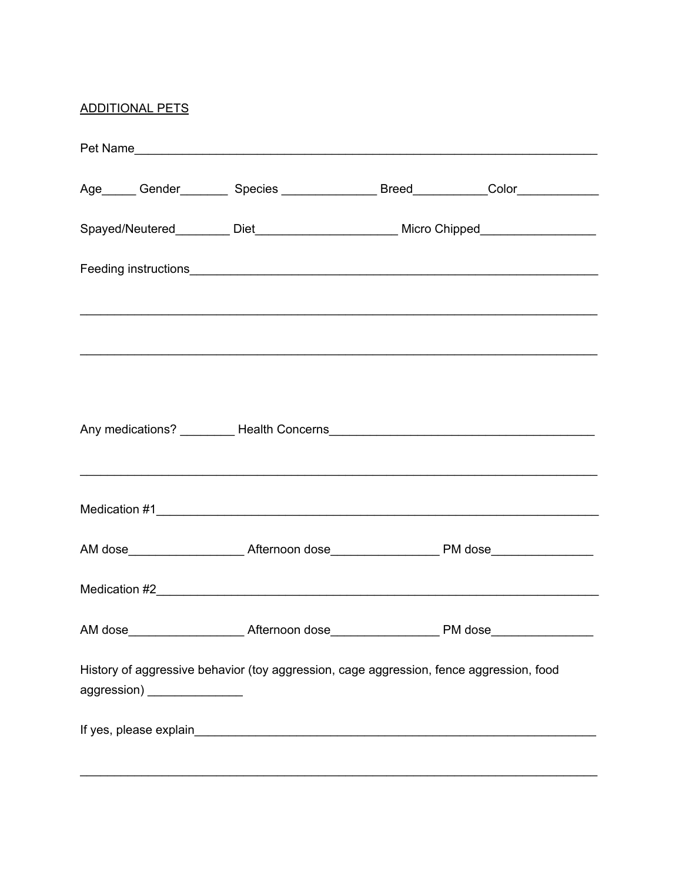ADDITIONAL PETS

Pet Name______________________________________________________________________

Age_____ Gender_______ Species ______________ Breed__________Color____________

Spayed/Neutered________ Diet_____________________ Micro Chipped________________

Feeding instructions_______________________________________________________________

______________________________________________________________________________

______________________________________________________________________________

Any medications? ________ Health Concerns______________________________________

______________________________________________________________________________

Medication #1_________________________________________________________________

AM dose_________________ Afternoon dose_______________ PM dose______________

Medication #2_________________________________________________________________

AM dose_________________ Afternoon dose_______________ PM dose______________

History of aggressive behavior (toy aggression, cage aggression, fence aggression, food aggression) ______________

If yes, please explain________________________________________________________

______________________________________________________________________________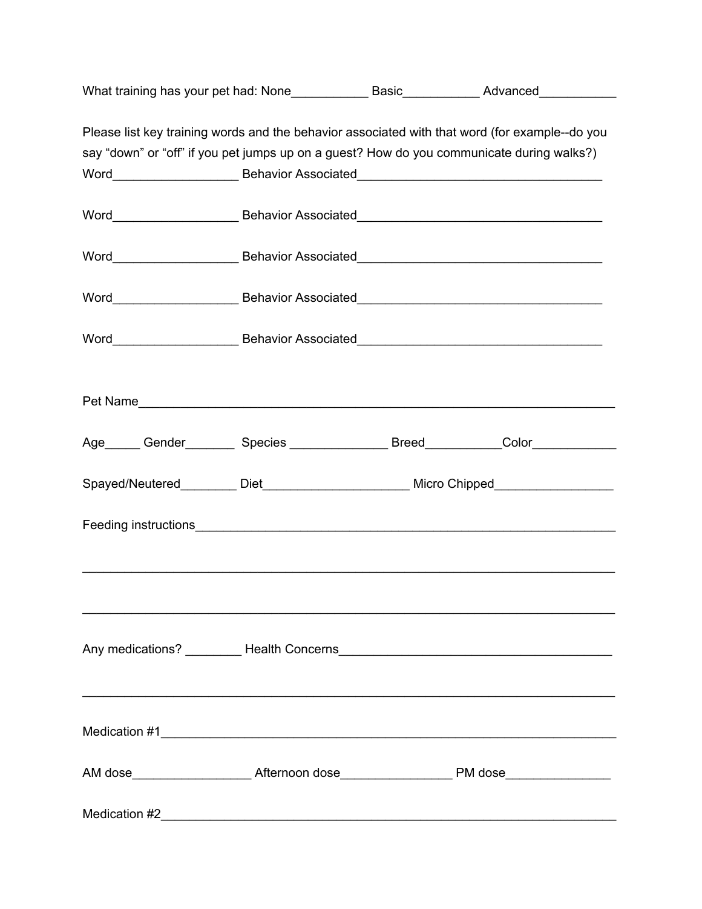What training has your pet had: None___________ Basic___________ Advanced___________

Please list key training words and the behavior associated with that word (for example--do you say “down” or “off” if you pet jumps up on a guest? How do you communicate during walks?)

Word__________________ Behavior Associated___________________________________

Word__________________ Behavior Associated___________________________________

Word__________________ Behavior Associated___________________________________

Word__________________ Behavior Associated___________________________________

Word__________________ Behavior Associated___________________________________

Pet Name______________________________________________________________________

Age_____ Gender_______ Species ______________ Breed___________Color____________

Spayed/Neutered________ Diet_____________________ Micro Chipped_________________

Feeding instructions________________________________________________________

____________________________________________________________________________

____________________________________________________________________________

Any medications? ________ Health Concerns_______________________________________

____________________________________________________________________________

Medication #1___________________________________________________________________

AM dose_________________ Afternoon dose________________ PM dose_______________

Medication #2___________________________________________________________________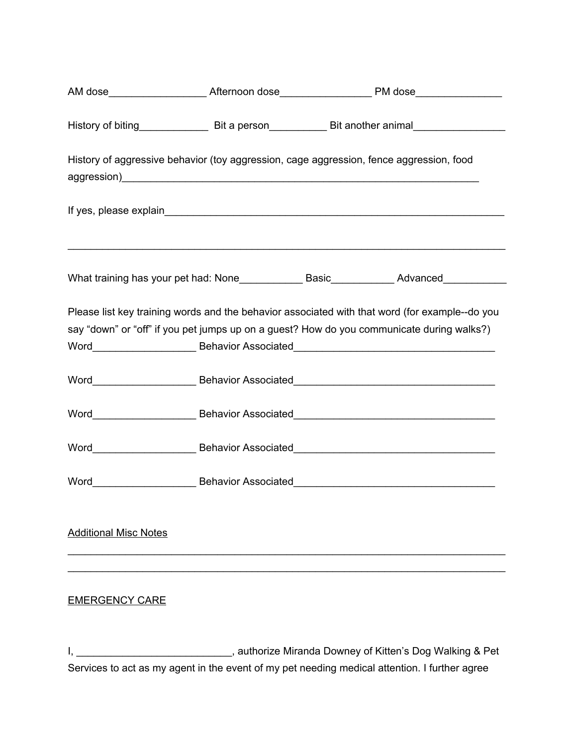AM dose_________________ Afternoon dose________________ PM dose_______________

History of biting____________ Bit a person__________ Bit another animal________________

History of aggressive behavior (toy aggression, cage aggression, fence aggression, food aggression)_______________________________________________________________

If yes, please explain_____________________________________________________________

_________________________________________________________________________

What training has your pet had: None___________ Basic___________ Advanced___________

Please list key training words and the behavior associated with that word (for example--do you say “down” or “off” if you pet jumps up on a guest? How do you communicate during walks?)
Word__________________ Behavior Associated___________________________________

Word__________________ Behavior Associated___________________________________

Word__________________ Behavior Associated___________________________________

Word__________________ Behavior Associated___________________________________

Word__________________ Behavior Associated___________________________________

<u>Additional Misc Notes</u>

_________________________________________________________________________
_________________________________________________________________________

<u>EMERGENCY CARE</u>

I, ___________________________, authorize Miranda Downey of Kitten’s Dog Walking & Pet Services to act as my agent in the event of my pet needing medical attention. I further agree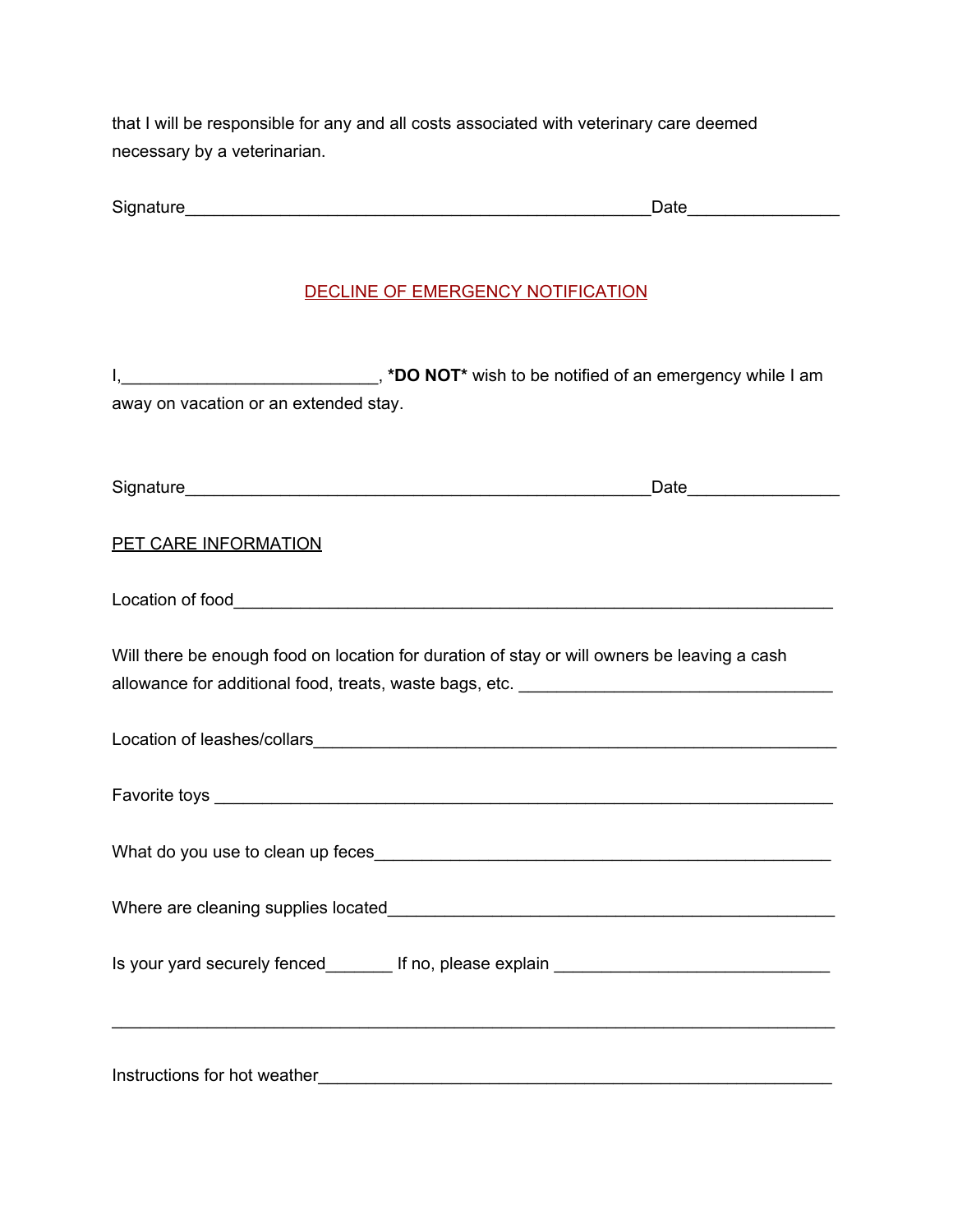that I will be responsible for any and all costs associated with veterinary care deemed necessary by a veterinarian.

Signature_______________________________________________Date_______________

## DECLINE OF EMERGENCY NOTIFICATION

I,__________________________, ***DO NOT*** wish to be notified of an emergency while I am away on vacation or an extended stay.

Signature_______________________________________________Date_______________

## PET CARE INFORMATION

Location of food___________________________________________________________

Will there be enough food on location for duration of stay or will owners be leaving a cash allowance for additional food, treats, waste bags, etc. ________________________________

Location of leashes/collars____________________________________________________

Favorite toys _____________________________________________________________

What do you use to clean up feces_____________________________________________

Where are cleaning supplies located____________________________________________

Is your yard securely fenced_______ If no, please explain ____________________________

_________________________________________________________________________

Instructions for hot weather___________________________________________________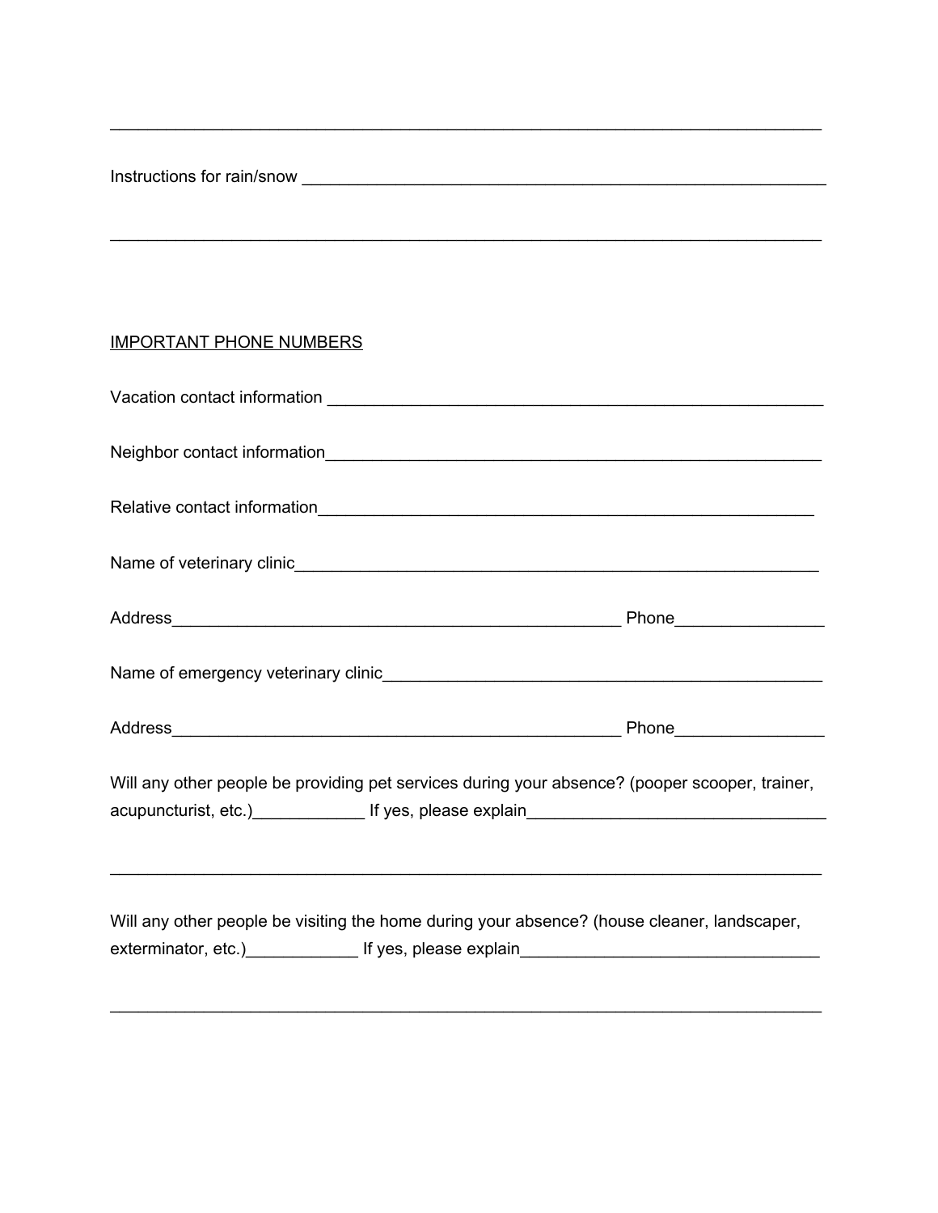\_\_\_\_\_\_\_\_\_\_\_\_\_\_\_\_\_\_\_\_\_\_\_\_\_\_\_\_\_\_\_\_\_\_\_\_\_\_\_\_\_\_\_\_\_\_\_\_\_\_\_\_\_\_\_\_\_\_\_\_\_\_\_\_\_\_\_\_\_\_\_\_\_\_

Instructions for rain/snow \_\_\_\_\_\_\_\_\_\_\_\_\_\_\_\_\_\_\_\_\_\_\_\_\_\_\_\_\_\_\_\_\_\_\_\_\_\_\_\_\_\_\_\_\_\_\_\_\_\_\_\_

\_\_\_\_\_\_\_\_\_\_\_\_\_\_\_\_\_\_\_\_\_\_\_\_\_\_\_\_\_\_\_\_\_\_\_\_\_\_\_\_\_\_\_\_\_\_\_\_\_\_\_\_\_\_\_\_\_\_\_\_\_\_\_\_\_\_\_\_\_\_\_\_\_\_

<u>IMPORTANT PHONE NUMBERS</u>

Vacation contact information \_\_\_\_\_\_\_\_\_\_\_\_\_\_\_\_\_\_\_\_\_\_\_\_\_\_\_\_\_\_\_\_\_\_\_\_\_\_\_\_\_\_\_\_\_\_\_\_\_\_

Neighbor contact information\_\_\_\_\_\_\_\_\_\_\_\_\_\_\_\_\_\_\_\_\_\_\_\_\_\_\_\_\_\_\_\_\_\_\_\_\_\_\_\_\_\_\_\_\_\_\_\_\_\_\_

Relative contact information\_\_\_\_\_\_\_\_\_\_\_\_\_\_\_\_\_\_\_\_\_\_\_\_\_\_\_\_\_\_\_\_\_\_\_\_\_\_\_\_\_\_\_\_\_\_\_\_\_\_\_

Name of veterinary clinic\_\_\_\_\_\_\_\_\_\_\_\_\_\_\_\_\_\_\_\_\_\_\_\_\_\_\_\_\_\_\_\_\_\_\_\_\_\_\_\_\_\_\_\_\_\_\_\_\_\_\_\_\_\_

Address\_\_\_\_\_\_\_\_\_\_\_\_\_\_\_\_\_\_\_\_\_\_\_\_\_\_\_\_\_\_\_\_\_\_\_\_\_\_\_\_\_\_\_\_\_\_\_\_ Phone\_\_\_\_\_\_\_\_\_\_\_\_\_\_\_\_

Name of emergency veterinary clinic\_\_\_\_\_\_\_\_\_\_\_\_\_\_\_\_\_\_\_\_\_\_\_\_\_\_\_\_\_\_\_\_\_\_\_\_\_\_\_\_\_\_\_\_\_\_

Address\_\_\_\_\_\_\_\_\_\_\_\_\_\_\_\_\_\_\_\_\_\_\_\_\_\_\_\_\_\_\_\_\_\_\_\_\_\_\_\_\_\_\_\_\_\_\_\_ Phone\_\_\_\_\_\_\_\_\_\_\_\_\_\_\_\_

Will any other people be providing pet services during your absence? (pooper scooper, trainer, acupuncturist, etc.)\_\_\_\_\_\_\_\_\_\_\_\_ If yes, please explain\_\_\_\_\_\_\_\_\_\_\_\_\_\_\_\_\_\_\_\_\_\_\_\_\_\_\_\_\_\_\_\_\_

\_\_\_\_\_\_\_\_\_\_\_\_\_\_\_\_\_\_\_\_\_\_\_\_\_\_\_\_\_\_\_\_\_\_\_\_\_\_\_\_\_\_\_\_\_\_\_\_\_\_\_\_\_\_\_\_\_\_\_\_\_\_\_\_\_\_\_\_\_\_\_\_\_\_

Will any other people be visiting the home during your absence? (house cleaner, landscaper, exterminator, etc.)\_\_\_\_\_\_\_\_\_\_\_\_ If yes, please explain\_\_\_\_\_\_\_\_\_\_\_\_\_\_\_\_\_\_\_\_\_\_\_\_\_\_\_\_\_\_\_\_

\_\_\_\_\_\_\_\_\_\_\_\_\_\_\_\_\_\_\_\_\_\_\_\_\_\_\_\_\_\_\_\_\_\_\_\_\_\_\_\_\_\_\_\_\_\_\_\_\_\_\_\_\_\_\_\_\_\_\_\_\_\_\_\_\_\_\_\_\_\_\_\_\_\_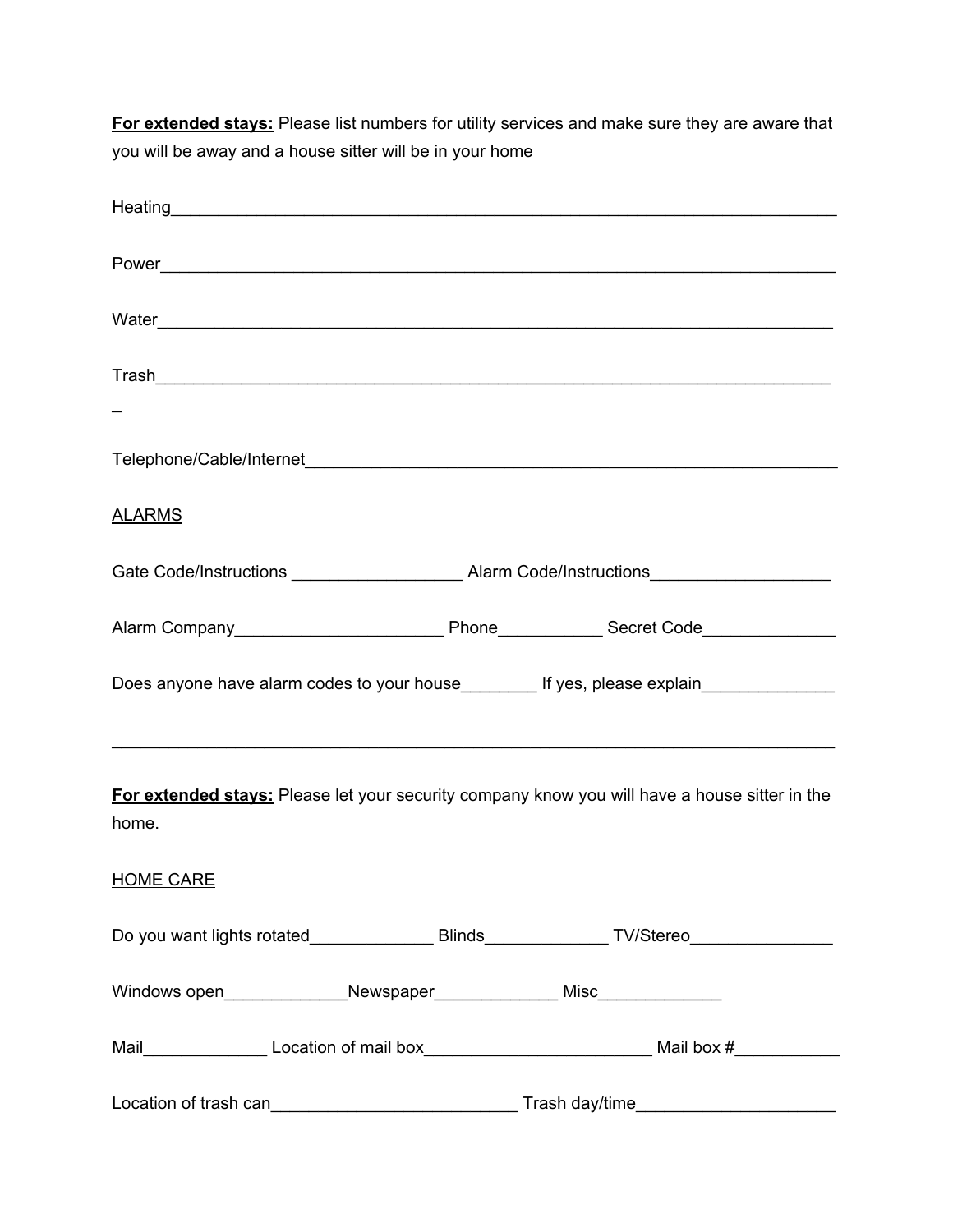**For extended stays:** Please list numbers for utility services and make sure they are aware that you will be away and a house sitter will be in your home

Heating_______________________________________________________________________

Power_________________________________________________________________________

Water_________________________________________________________________________

Trash_________________________________________________________________________
_

Telephone/Cable/Internet_________________________________________________________

ALARMS

Gate Code/Instructions __________________ Alarm Code/Instructions___________________

Alarm Company______________________ Phone___________ Secret Code______________

Does anyone have alarm codes to your house________ If yes, please explain______________

______________________________________________________________________________

**For extended stays:** Please let your security company know you will have a house sitter in the home.

HOME CARE

Do you want lights rotated_____________ Blinds_____________ TV/Stereo_______________

Windows open_____________Newspaper_____________ Misc_____________

Mail_____________ Location of mail box________________________ Mail box #___________

Location of trash can__________________________ Trash day/time_____________________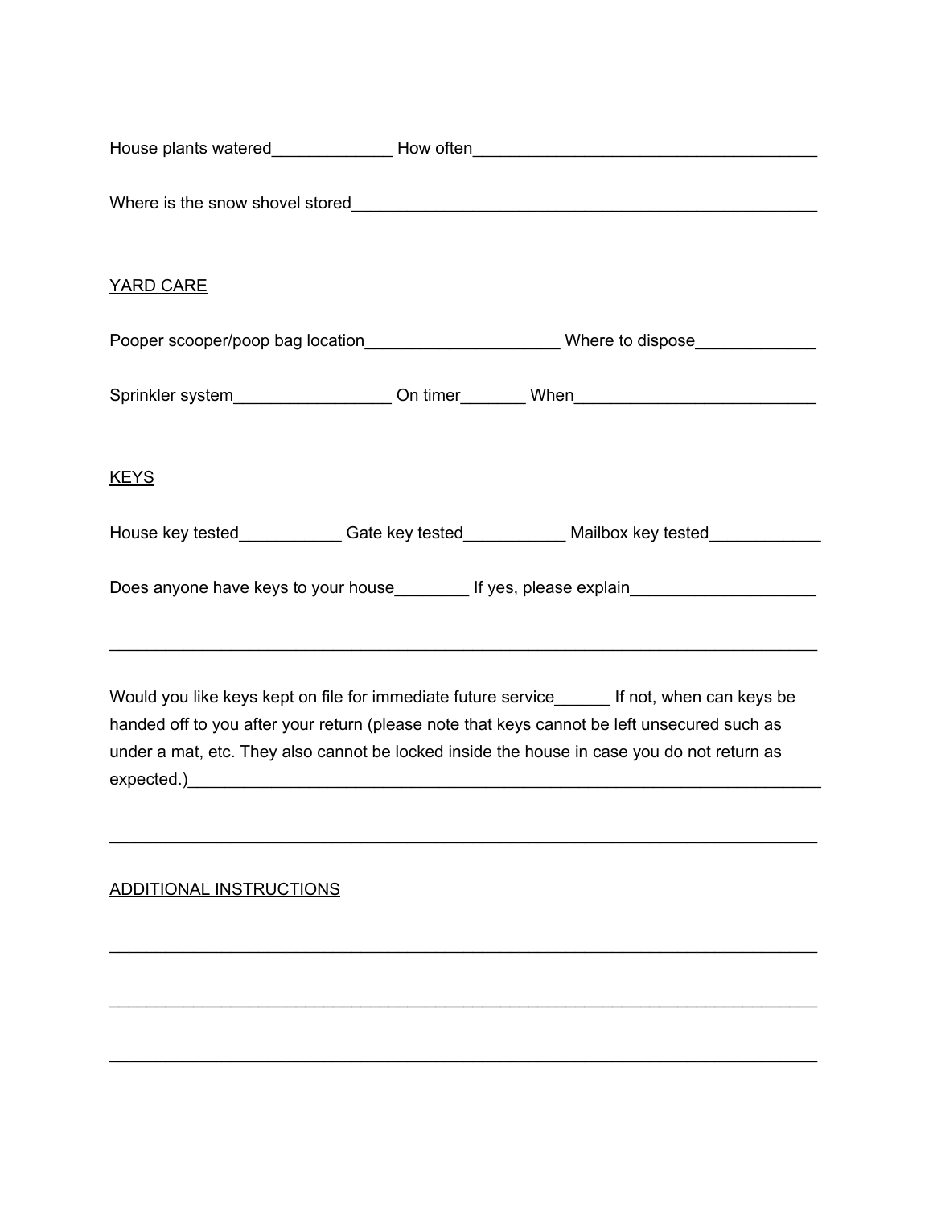House plants watered_____________ How often____________________________________

Where is the snow shovel stored_________________________________________________

<u>YARD CARE</u>

Pooper scooper/poop bag location_____________________ Where to dispose_____________

Sprinkler system_________________ On timer_______ When__________________________

<u>KEYS</u>

House key tested___________ Gate key tested___________ Mailbox key tested____________

Does anyone have keys to your house________ If yes, please explain___________________

_____________________________________________________________________________

Would you like keys kept on file for immediate future service______ If not, when can keys be handed off to you after your return (please note that keys cannot be left unsecured such as under a mat, etc. They also cannot be locked inside the house in case you do not return as expected.)_______________________________________________________________

_____________________________________________________________________________

<u>ADDITIONAL INSTRUCTIONS</u>

_____________________________________________________________________________

_____________________________________________________________________________

_____________________________________________________________________________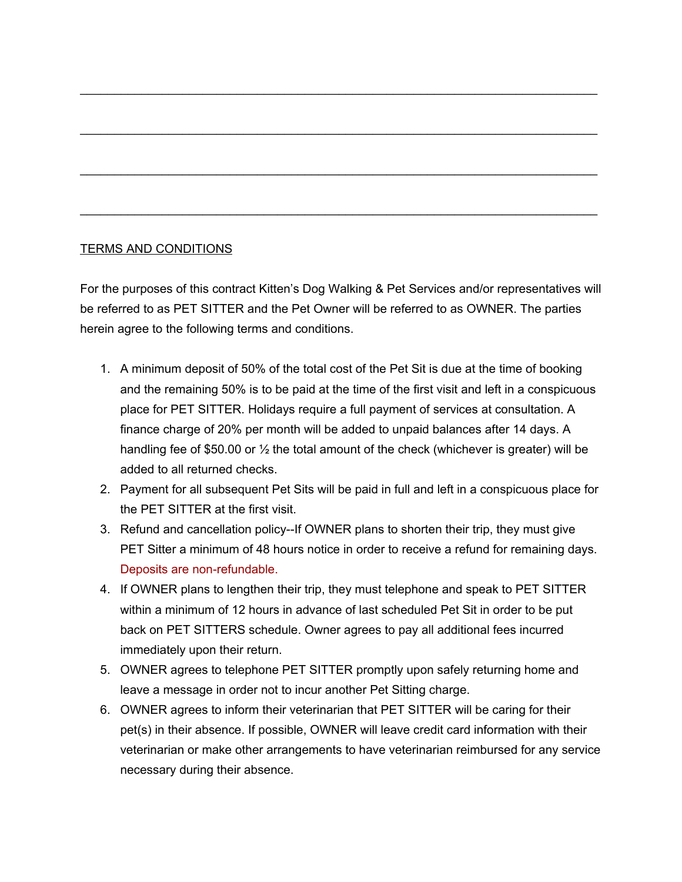\_\_\_\_\_\_\_\_\_\_\_\_\_\_\_\_\_\_\_\_\_\_\_\_\_\_\_\_\_\_\_\_\_\_\_\_\_\_\_\_\_\_\_\_\_\_\_\_\_\_\_\_\_\_\_\_\_\_\_\_\_\_\_\_\_\_\_\_\_\_

\_\_\_\_\_\_\_\_\_\_\_\_\_\_\_\_\_\_\_\_\_\_\_\_\_\_\_\_\_\_\_\_\_\_\_\_\_\_\_\_\_\_\_\_\_\_\_\_\_\_\_\_\_\_\_\_\_\_\_\_\_\_\_\_\_\_\_\_\_\_

\_\_\_\_\_\_\_\_\_\_\_\_\_\_\_\_\_\_\_\_\_\_\_\_\_\_\_\_\_\_\_\_\_\_\_\_\_\_\_\_\_\_\_\_\_\_\_\_\_\_\_\_\_\_\_\_\_\_\_\_\_\_\_\_\_\_\_\_\_\_

\_\_\_\_\_\_\_\_\_\_\_\_\_\_\_\_\_\_\_\_\_\_\_\_\_\_\_\_\_\_\_\_\_\_\_\_\_\_\_\_\_\_\_\_\_\_\_\_\_\_\_\_\_\_\_\_\_\_\_\_\_\_\_\_\_\_\_\_\_\_

TERMS AND CONDITIONS

For the purposes of this contract Kitten's Dog Walking & Pet Services and/or representatives will be referred to as PET SITTER and the Pet Owner will be referred to as OWNER. The parties herein agree to the following terms and conditions.

1. A minimum deposit of 50% of the total cost of the Pet Sit is due at the time of booking and the remaining 50% is to be paid at the time of the first visit and left in a conspicuous place for PET SITTER. Holidays require a full payment of services at consultation. A finance charge of 20% per month will be added to unpaid balances after 14 days. A handling fee of $50.00 or ½ the total amount of the check (whichever is greater) will be added to all returned checks.
2. Payment for all subsequent Pet Sits will be paid in full and left in a conspicuous place for the PET SITTER at the first visit.
3. Refund and cancellation policy--If OWNER plans to shorten their trip, they must give PET Sitter a minimum of 48 hours notice in order to receive a refund for remaining days. Deposits are non-refundable.
4. If OWNER plans to lengthen their trip, they must telephone and speak to PET SITTER within a minimum of 12 hours in advance of last scheduled Pet Sit in order to be put back on PET SITTERS schedule. Owner agrees to pay all additional fees incurred immediately upon their return.
5. OWNER agrees to telephone PET SITTER promptly upon safely returning home and leave a message in order not to incur another Pet Sitting charge.
6. OWNER agrees to inform their veterinarian that PET SITTER will be caring for their pet(s) in their absence. If possible, OWNER will leave credit card information with their veterinarian or make other arrangements to have veterinarian reimbursed for any service necessary during their absence.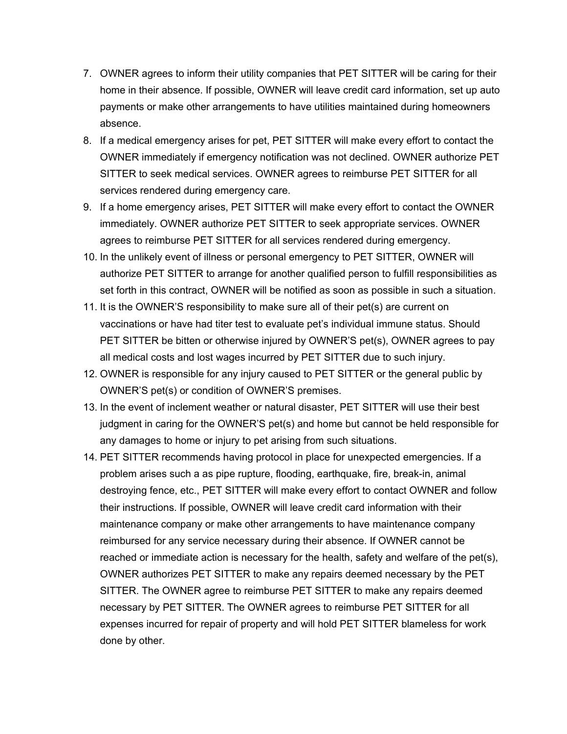7. OWNER agrees to inform their utility companies that PET SITTER will be caring for their home in their absence. If possible, OWNER will leave credit card information, set up auto payments or make other arrangements to have utilities maintained during homeowners absence.
8. If a medical emergency arises for pet, PET SITTER will make every effort to contact the OWNER immediately if emergency notification was not declined. OWNER authorize PET SITTER to seek medical services. OWNER agrees to reimburse PET SITTER for all services rendered during emergency care.
9. If a home emergency arises, PET SITTER will make every effort to contact the OWNER immediately. OWNER authorize PET SITTER to seek appropriate services. OWNER agrees to reimburse PET SITTER for all services rendered during emergency.
10. In the unlikely event of illness or personal emergency to PET SITTER, OWNER will authorize PET SITTER to arrange for another qualified person to fulfill responsibilities as set forth in this contract, OWNER will be notified as soon as possible in such a situation.
11. It is the OWNER'S responsibility to make sure all of their pet(s) are current on vaccinations or have had titer test to evaluate pet's individual immune status. Should PET SITTER be bitten or otherwise injured by OWNER'S pet(s), OWNER agrees to pay all medical costs and lost wages incurred by PET SITTER due to such injury.
12. OWNER is responsible for any injury caused to PET SITTER or the general public by OWNER'S pet(s) or condition of OWNER'S premises.
13. In the event of inclement weather or natural disaster, PET SITTER will use their best judgment in caring for the OWNER'S pet(s) and home but cannot be held responsible for any damages to home or injury to pet arising from such situations.
14. PET SITTER recommends having protocol in place for unexpected emergencies. If a problem arises such a as pipe rupture, flooding, earthquake, fire, break-in, animal destroying fence, etc., PET SITTER will make every effort to contact OWNER and follow their instructions. If possible, OWNER will leave credit card information with their maintenance company or make other arrangements to have maintenance company reimbursed for any service necessary during their absence. If OWNER cannot be reached or immediate action is necessary for the health, safety and welfare of the pet(s), OWNER authorizes PET SITTER to make any repairs deemed necessary by the PET SITTER. The OWNER agree to reimburse PET SITTER to make any repairs deemed necessary by PET SITTER. The OWNER agrees to reimburse PET SITTER for all expenses incurred for repair of property and will hold PET SITTER blameless for work done by other.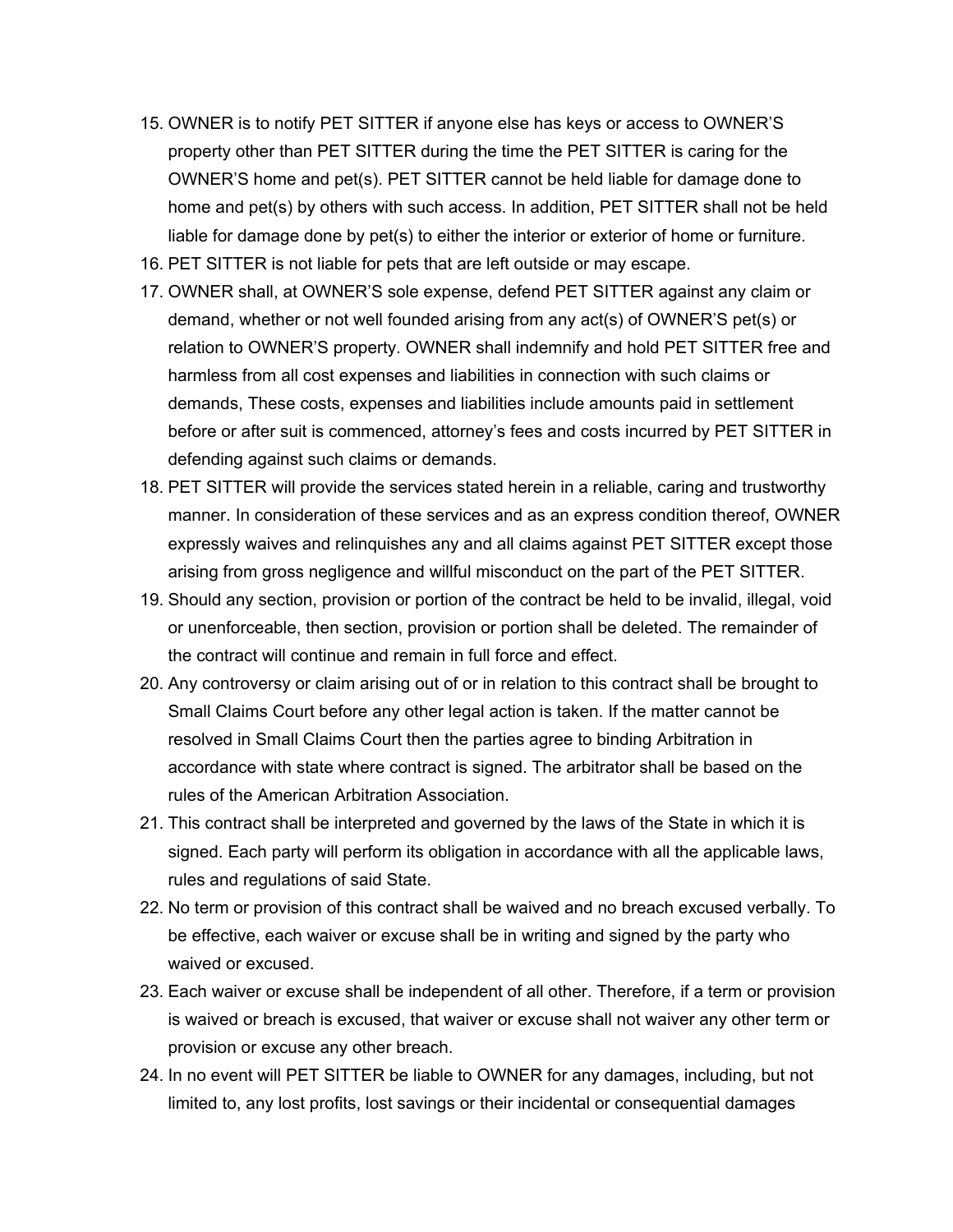15. OWNER is to notify PET SITTER if anyone else has keys or access to OWNER'S property other than PET SITTER during the time the PET SITTER is caring for the OWNER'S home and pet(s). PET SITTER cannot be held liable for damage done to home and pet(s) by others with such access. In addition, PET SITTER shall not be held liable for damage done by pet(s) to either the interior or exterior of home or furniture.
16. PET SITTER is not liable for pets that are left outside or may escape.
17. OWNER shall, at OWNER'S sole expense, defend PET SITTER against any claim or demand, whether or not well founded arising from any act(s) of OWNER'S pet(s) or relation to OWNER'S property. OWNER shall indemnify and hold PET SITTER free and harmless from all cost expenses and liabilities in connection with such claims or demands, These costs, expenses and liabilities include amounts paid in settlement before or after suit is commenced, attorney's fees and costs incurred by PET SITTER in defending against such claims or demands.
18. PET SITTER will provide the services stated herein in a reliable, caring and trustworthy manner. In consideration of these services and as an express condition thereof, OWNER expressly waives and relinquishes any and all claims against PET SITTER except those arising from gross negligence and willful misconduct on the part of the PET SITTER.
19. Should any section, provision or portion of the contract be held to be invalid, illegal, void or unenforceable, then section, provision or portion shall be deleted. The remainder of the contract will continue and remain in full force and effect.
20. Any controversy or claim arising out of or in relation to this contract shall be brought to Small Claims Court before any other legal action is taken. If the matter cannot be resolved in Small Claims Court then the parties agree to binding Arbitration in accordance with state where contract is signed. The arbitrator shall be based on the rules of the American Arbitration Association.
21. This contract shall be interpreted and governed by the laws of the State in which it is signed. Each party will perform its obligation in accordance with all the applicable laws, rules and regulations of said State.
22. No term or provision of this contract shall be waived and no breach excused verbally. To be effective, each waiver or excuse shall be in writing and signed by the party who waived or excused.
23. Each waiver or excuse shall be independent of all other. Therefore, if a term or provision is waived or breach is excused, that waiver or excuse shall not waiver any other term or provision or excuse any other breach.
24. In no event will PET SITTER be liable to OWNER for any damages, including, but not limited to, any lost profits, lost savings or their incidental or consequential damages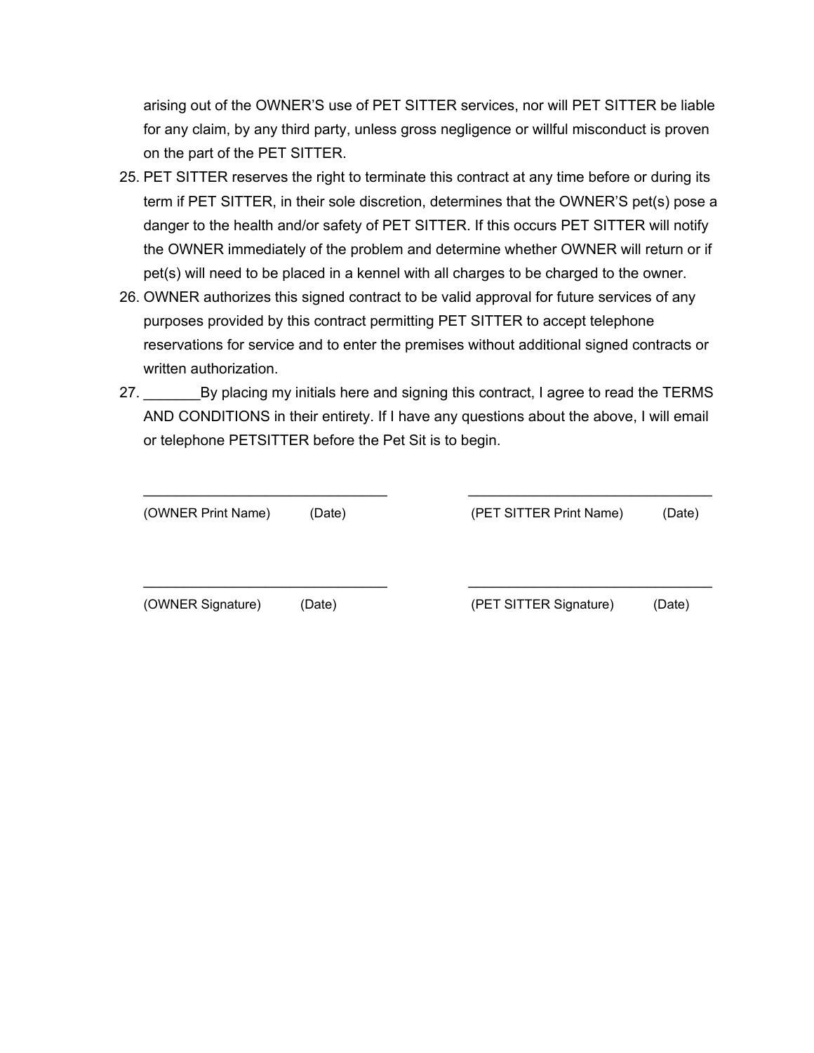arising out of the OWNER'S use of PET SITTER services, nor will PET SITTER be liable for any claim, by any third party, unless gross negligence or willful misconduct is proven on the part of the PET SITTER.

25. PET SITTER reserves the right to terminate this contract at any time before or during its term if PET SITTER, in their sole discretion, determines that the OWNER'S pet(s) pose a danger to the health and/or safety of PET SITTER. If this occurs PET SITTER will notify the OWNER immediately of the problem and determine whether OWNER will return or if pet(s) will need to be placed in a kennel with all charges to be charged to the owner.
26. OWNER authorizes this signed contract to be valid approval for future services of any purposes provided by this contract permitting PET SITTER to accept telephone reservations for service and to enter the premises without additional signed contracts or written authorization.
27. _______By placing my initials here and signing this contract, I agree to read the TERMS AND CONDITIONS in their entirety. If I have any questions about the above, I will email or telephone PETSITTER before the Pet Sit is to begin.

_______________________________ _______________________________

(OWNER Print Name) (Date) (PET SITTER Print Name) (Date)

_______________________________ _______________________________

(OWNER Signature) (Date) (PET SITTER Signature) (Date)